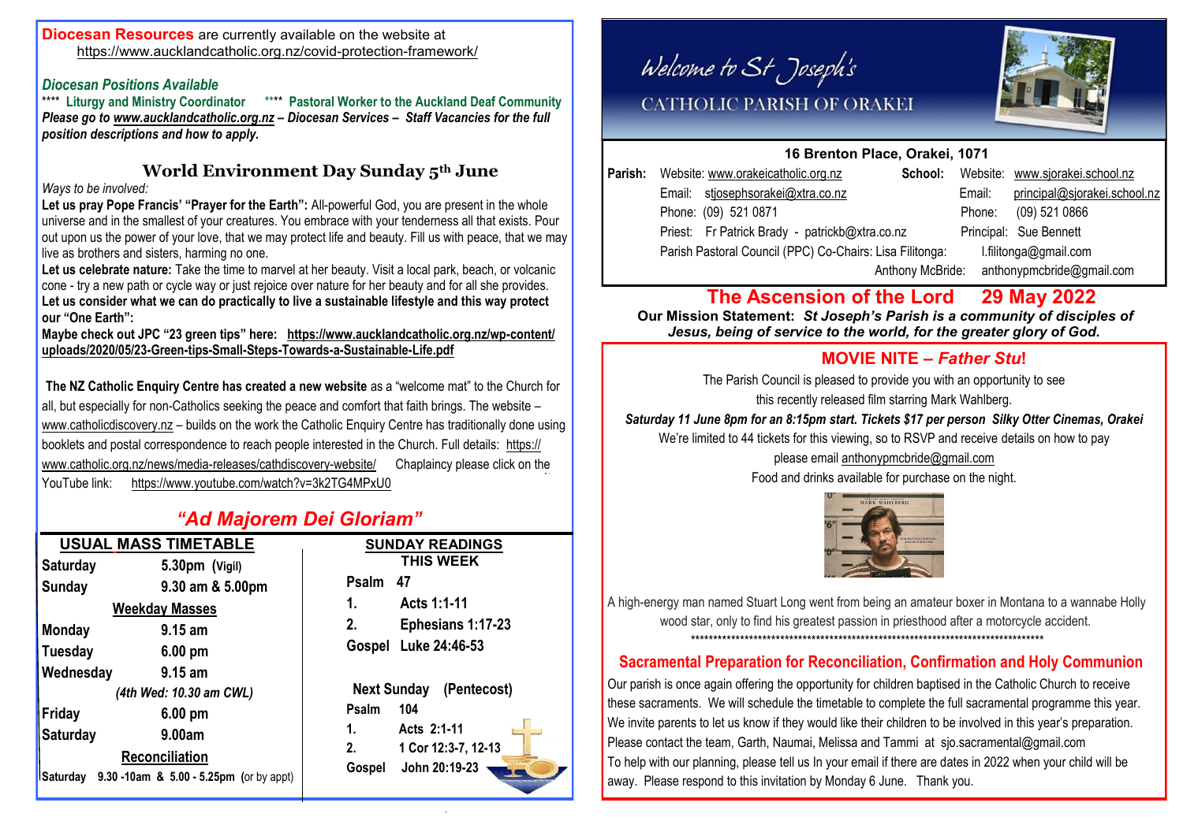**Diocesan Resources** are currently available on the website at https://www.aucklandcatholic.org.nz/covid-protection-framework/

***Diocesan Positions Available***

**** **Liturgy and Ministry Coordinator** **** **Pastoral Worker to the Auckland Deaf Community**

***Please go to www.aucklandcatholic.org.nz – Diocesan Services – Staff Vacancies for the full position descriptions and how to apply.***

## World Environment Day Sunday 5th June

*Ways to be involved:*

**Let us pray Pope Francis' "Prayer for the Earth":** All-powerful God, you are present in the whole universe and in the smallest of your creatures. You embrace with your tenderness all that exists. Pour out upon us the power of your love, that we may protect life and beauty. Fill us with peace, that we may live as brothers and sisters, harming no one.

**Let us celebrate nature:** Take the time to marvel at her beauty. Visit a local park, beach, or volcanic cone - try a new path or cycle way or just rejoice over nature for her beauty and for all she provides.

**Let us consider what we can do practically to live a sustainable lifestyle and this way protect our "One Earth":**

**Maybe check out JPC "23 green tips" here: https://www.aucklandcatholic.org.nz/wp-content/uploads/2020/05/23-Green-tips-Small-Steps-Towards-a-Sustainable-Life.pdf**

**The NZ Catholic Enquiry Centre has created a new website** as a "welcome mat" to the Church for all, but especially for non-Catholics seeking the peace and comfort that faith brings. The website – www.catholicdiscovery.nz – builds on the work the Catholic Enquiry Centre has traditionally done using booklets and postal correspondence to reach people interested in the Church. Full details: https://www.catholic.org.nz/news/media-releases/cathdiscovery-website/ Chaplaincy please click on the YouTube link: https://www.youtube.com/watch?v=3k2TG4MPxU0

## *"Ad Majorem Dei Gloriam"*

### USUAL MASS TIMETABLE

| | |
|---|---|
| **Saturday** | **5.30pm (Vigil)** |
| **Sunday** | **9.30 am & 5.00pm** |

**Weekday Masses**

| | |
|---|---|
| **Monday** | **9.15 am** |
| **Tuesday** | **6.00 pm** |
| **Wednesday** | **9.15 am** |
| *(4th Wed: 10.30 am CWL)* | |
| **Friday** | **6.00 pm** |
| **Saturday** | **9.00am** |

**Reconciliation**

**Saturday 9.30 -10am & 5.00 - 5.25pm** (or by appt)

### SUNDAY READINGS THIS WEEK

**Psalm 47**
1. **Acts 1:1-11**
2. **Ephesians 1:17-23**

**Gospel Luke 24:46-53**

**Next Sunday (Pentecost)**

**Psalm 104**
1. **Acts 2:1-11**
2. **1 Cor 12:3-7, 12-13**

**Gospel John 20:19-23**

# Welcome to St Joseph's
## CATHOLIC PARISH OF ORAKEI

**16 Brenton Place, Orakei, 1071**

**Parish:** Website: www.orakeicatholic.org.nz
Email: stjosephsorakei@xtra.co.nz
Phone: (09) 521 0871
Priest: Fr Patrick Brady - patrickb@xtra.co.nz
Parish Pastoral Council (PPC) Co-Chairs: Lisa Filitonga: l.filitonga@gmail.com
Anthony McBride: anthonypmcbride@gmail.com

**School:** Website: www.sjorakei.school.nz
Email: principal@sjorakei.school.nz
Phone: (09) 521 0866
Principal: Sue Bennett

## The Ascension of the Lord 29 May 2022

**Our Mission Statement:** ***St Joseph's Parish is a community of disciples of Jesus, being of service to the world, for the greater glory of God.***

## MOVIE NITE – *Father Stu*!

The Parish Council is pleased to provide you with an opportunity to see this recently released film starring Mark Wahlberg.

***Saturday 11 June 8pm for an 8:15pm start. Tickets $17 per person Silky Otter Cinemas, Orakei***

We're limited to 44 tickets for this viewing, so to RSVP and receive details on how to pay please email anthonypmcbride@gmail.com

Food and drinks available for purchase on the night.

A high-energy man named Stuart Long went from being an amateur boxer in Montana to a wannabe Holly wood star, only to find his greatest passion in priesthood after a motorcycle accident.

*********************************************************************************

## Sacramental Preparation for Reconciliation, Confirmation and Holy Communion

Our parish is once again offering the opportunity for children baptised in the Catholic Church to receive these sacraments. We will schedule the timetable to complete the full sacramental programme this year. We invite parents to let us know if they would like their children to be involved in this year's preparation. Please contact the team, Garth, Naumai, Melissa and Tammi at sjo.sacramental@gmail.com

To help with our planning, please tell us In your email if there are dates in 2022 when your child will be away. Please respond to this invitation by Monday 6 June. Thank you.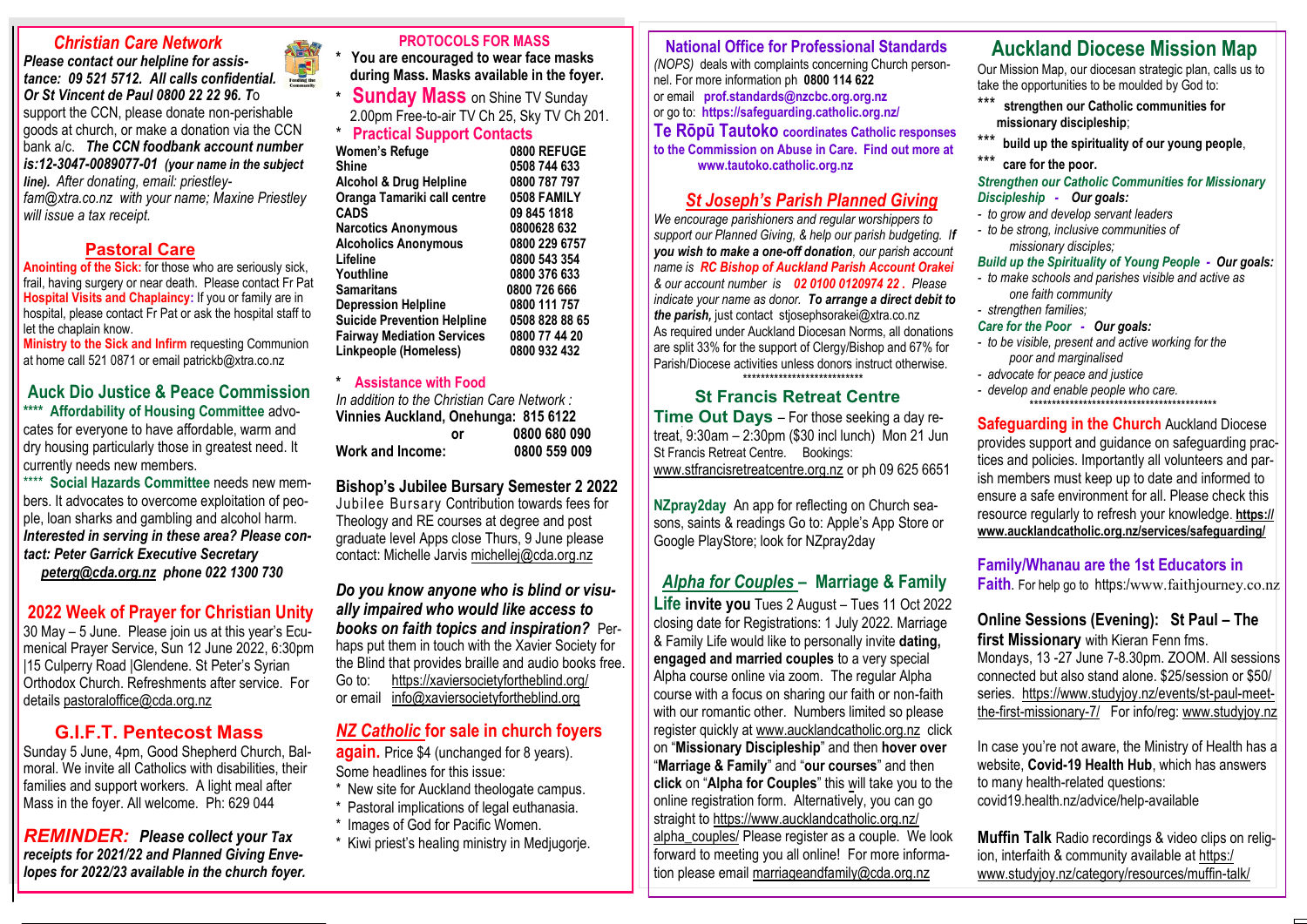## Christian Care Network

***Please contact our helpline for assistance: 09 521 5712. All confidential. Or St Vincent de Paul 0800 22 22 96.*** To support the CCN, please donate non-perishable goods at church, or make a donation via the CCN bank a/c. ***The CCN foodbank account number is:12-3047-0089077-01 (your name in the subject line).*** *After donating, email: priestley-fam@xtra.co.nz with your name; Maxine Priestley will issue a tax receipt.*

## Pastoral Care

**Anointing of the Sick:** for those who are seriously sick, frail, having surgery or near death. Please contact Fr Pat
**Hospital Visits and Chaplaincy:** If you or family are in hospital, please contact Fr Pat or ask the hospital staff to let the chaplain know.
**Ministry to the Sick and Infirm** requesting Communion at home call 521 0871 or email patrickb@xtra.co.nz

## Auck Dio Justice & Peace Commission

**** **Affordability of Housing Committee** advocates for everyone to have affordable, warm and dry housing particularly those in greatest need. It currently needs new members.
**** **Social Hazards Committee** needs new members. It advocates to overcome exploitation of people, loan sharks and gambling and alcohol harm.
***Interested in serving in these area? Please contact: Peter Garrick Executive Secretary peterg@cda.org.nz phone 022 1300 730***

## 2022 Week of Prayer for Christian Unity

30 May – 5 June. Please join us at this year's Ecumenical Prayer Service, Sun 12 June 2022, 6:30pm |15 Culperry Road |Glendene. St Peter's Syrian Orthodox Church. Refreshments after service. For details pastoraloffice@cda.org.nz

## G.I.F.T. Pentecost Mass

Sunday 5 June, 4pm, Good Shepherd Church, Balmoral. We invite all Catholics with disabilities, their families and support workers. A light meal after Mass in the foyer. All welcome. Ph: 629 044

***REMINDER: Please collect your Tax receipts for 2021/22 and Planned Giving Envelopes for 2022/23 available in the church foyer.***

## PROTOCOLS FOR MASS

* **You are encouraged to wear face masks during Mass. Masks available in the foyer.**
* **Sunday Mass** on Shine TV Sunday 2.00pm Free-to-air TV Ch 25, Sky TV Ch 201.
* **Practical Support Contacts**

| | |
|---|---|
| **Women's Refuge** | **0800 REFUGE** |
| **Shine** | **0508 744 633** |
| **Alcohol & Drug Helpline** | **0800 787 797** |
| **Oranga Tamariki call centre** | **0508 FAMILY** |
| **CADS** | **09 845 1818** |
| **Narcotics Anonymous** | **0800628 632** |
| **Alcoholics Anonymous** | **0800 229 6757** |
| **Lifeline** | **0800 543 354** |
| **Youthline** | **0800 376 633** |
| **Samaritans** | **0800 726 666** |
| **Depression Helpline** | **0800 111 757** |
| **Suicide Prevention Helpline** | **0508 828 88 65** |
| **Fairway Mediation Services** | **0800 77 44 20** |
| **Linkpeople (Homeless)** | **0800 932 432** |

* **Assistance with Food**

*In addition to the Christian Care Network :*
**Vinnies Auckland, Onehunga: 815 6122 or 0800 680 090**
**Work and Income: 0800 559 009**

## Bishop's Jubilee Bursary Semester 2 2022

Jubilee Bursary Contribution towards fees for Theology and RE courses at degree and post graduate level Apps close Thurs, 9 June please contact: Michelle Jarvis michellej@cda.org.nz

***Do you know anyone who is blind or visually impaired who would like access to books on faith topics and inspiration?*** Perhaps put them in touch with the Xavier Society for the Blind that provides braille and audio books free. Go to: https://xaviersocietyfortheblind.org/ or email info@xaviersocietyfortheblind.org

## *NZ Catholic* for sale in church foyers again.

Price $4 (unchanged for 8 years). Some headlines for this issue:
* New site for Auckland theologate campus.
* Pastoral implications of legal euthanasia.
* Images of God for Pacific Women.
* Kiwi priest's healing ministry in Medjugorje.

## National Office for Professional Standards

*(NOPS)* deals with complaints concerning Church personnel. For more information ph **0800 114 622** or email **prof.standards@nzcbc.org.org.nz** or go to: **https://safeguarding.catholic.org.nz/**

**Te Rōpū Tautoko coordinates Catholic responses to the Commission on Abuse in Care. Find out more at www.tautoko.catholic.org.nz**

## *St Joseph's Parish Planned Giving*

*We encourage parishioners and regular worshippers to support our Planned Giving, & help our parish budgeting.* ***If you wish to make a one-off donation****, our parish account name is* ***RC Bishop of Auckland Parish Account Orakei*** *& our account number is* ***02 0100 0120974 22 .*** *Please indicate your name as donor.* ***To arrange a direct debit to the parish,*** just contact stjosephsorakei@xtra.co.nz
As required under Auckland Diocesan Norms, all donations are split 33% for the support of Clergy/Bishop and 67% for Parish/Diocese activities unless donors instruct otherwise.

## St Francis Retreat Centre

**Time Out Days** – For those seeking a day retreat, 9:30am – 2:30pm ($30 incl lunch) Mon 21 Jun St Francis Retreat Centre. Bookings: www.stfrancisretreatcentre.org.nz or ph 09 625 6651

**NZpray2day** An app for reflecting on Church seasons, saints & readings Go to: Apple's App Store or Google PlayStore; look for NZpray2day

## *Alpha for Couples* – Marriage & Family Life invite you

Tues 2 August – Tues 11 Oct 2022 closing date for Registrations: 1 July 2022. Marriage & Family Life would like to personally invite **dating, engaged and married couples** to a very special Alpha course online via zoom. The regular Alpha course with a focus on sharing our faith or non-faith with our romantic other. Numbers limited so please register quickly at www.aucklandcatholic.org.nz click on "**Missionary Discipleship**" and then **hover over** "**Marriage & Family**" and "**our courses**" and then **click** on "**Alpha for Couples**" this will take you to the online registration form. Alternatively, you can go straight to https://www.aucklandcatholic.org.nz/alpha_couples/ Please register as a couple. We look forward to meeting you all online! For more information please email marriageandfamily@cda.org.nz

## Auckland Diocese Mission Map

Our Mission Map, our diocesan strategic plan, calls us to take the opportunities to be moulded by God to:
*** **strengthen our Catholic communities for missionary discipleship**;
*** **build up the spirituality of our young people**,
*** **care for the poor.**

***Strengthen our Catholic Communities for Missionary Discipleship - Our goals:***
- *to grow and develop servant leaders*
- *to be strong, inclusive communities of missionary disciples;*

***Build up the Spirituality of Young People - Our goals:***
- *to make schools and parishes visible and active as one faith community*
- *strengthen families;*

***Care for the Poor - Our goals:***
- *to be visible, present and active working for the poor and marginalised*
- *advocate for peace and justice*
- *develop and enable people who care.*

**Safeguarding in the Church** Auckland Diocese provides support and guidance on safeguarding practices and policies. Importantly all volunteers and parish members must keep up to date and informed to ensure a safe environment for all. Please check this resource regularly to refresh your knowledge. **https://www.aucklandcatholic.org.nz/services/safeguarding/**

**Family/Whanau are the 1st Educators in Faith.** For help go to https:/www.faithjourney.co.nz

**Online Sessions (Evening): St Paul – The first Missionary** with Kieran Fenn fms. Mondays, 13 -27 June 7-8.30pm. ZOOM. All sessions connected but also stand alone. $25/session or $50/ series. https://www.studyjoy.nz/events/st-paul-meet-the-first-missionary-7/ For info/reg: www.studyjoy.nz

In case you're not aware, the Ministry of Health has a website, **Covid-19 Health Hub**, which has answers to many health-related questions: covid19.health.nz/advice/help-available

**Muffin Talk** Radio recordings & video clips on religion, interfaith & community available at https://www.studyjoy.nz/category/resources/muffin-talk/